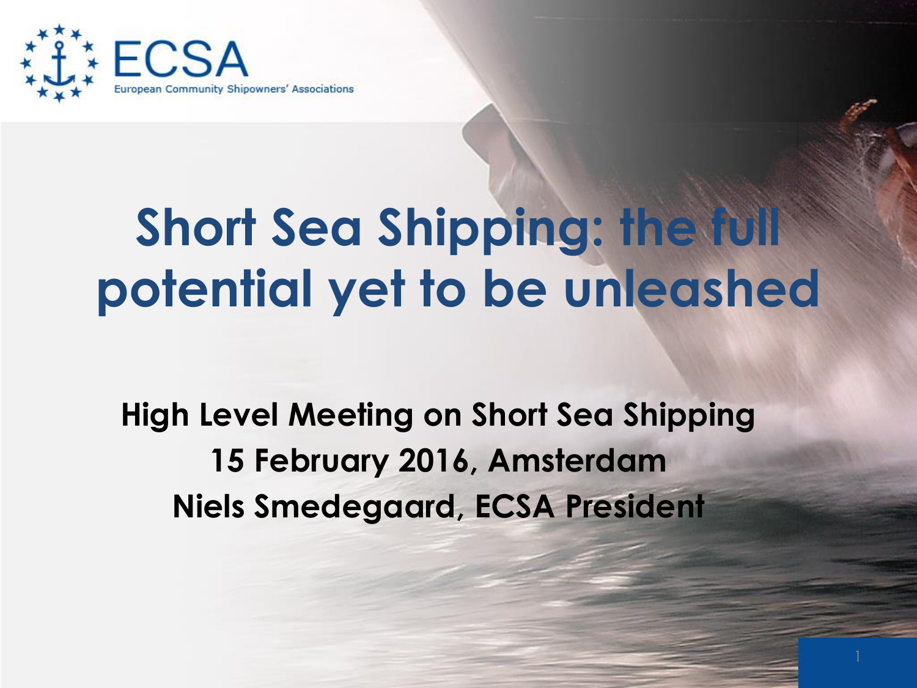ECSA

European Community Shipowners' Associations

# Short Sea Shipping: the full potential yet to be unleashed

**High Level Meeting on Short Sea Shipping**

**15 February 2016, Amsterdam**

**Niels Smedegaard, ECSA President**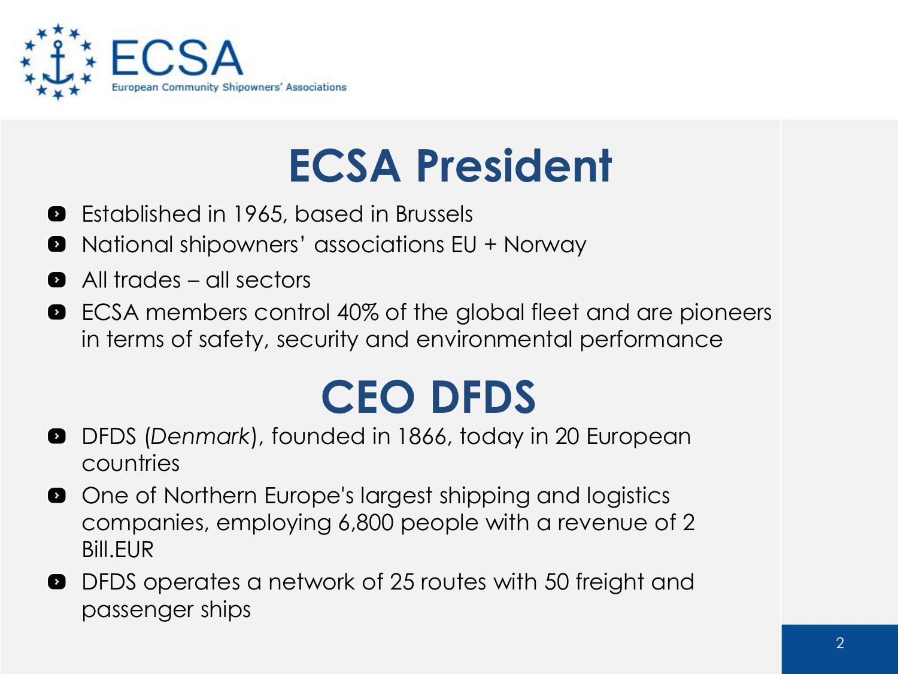ECSA
European Community Shipowners' Associations

# ECSA President

- Established in 1965, based in Brussels
- National shipowners' associations EU + Norway
- All trades – all sectors
- ECSA members control 40% of the global fleet and are pioneers in terms of safety, security and environmental performance

# CEO DFDS

- DFDS (*Denmark*), founded in 1866, today in 20 European countries
- One of Northern Europe's largest shipping and logistics companies, employing 6,800 people with a revenue of 2 Bill.EUR
- DFDS operates a network of 25 routes with 50 freight and passenger ships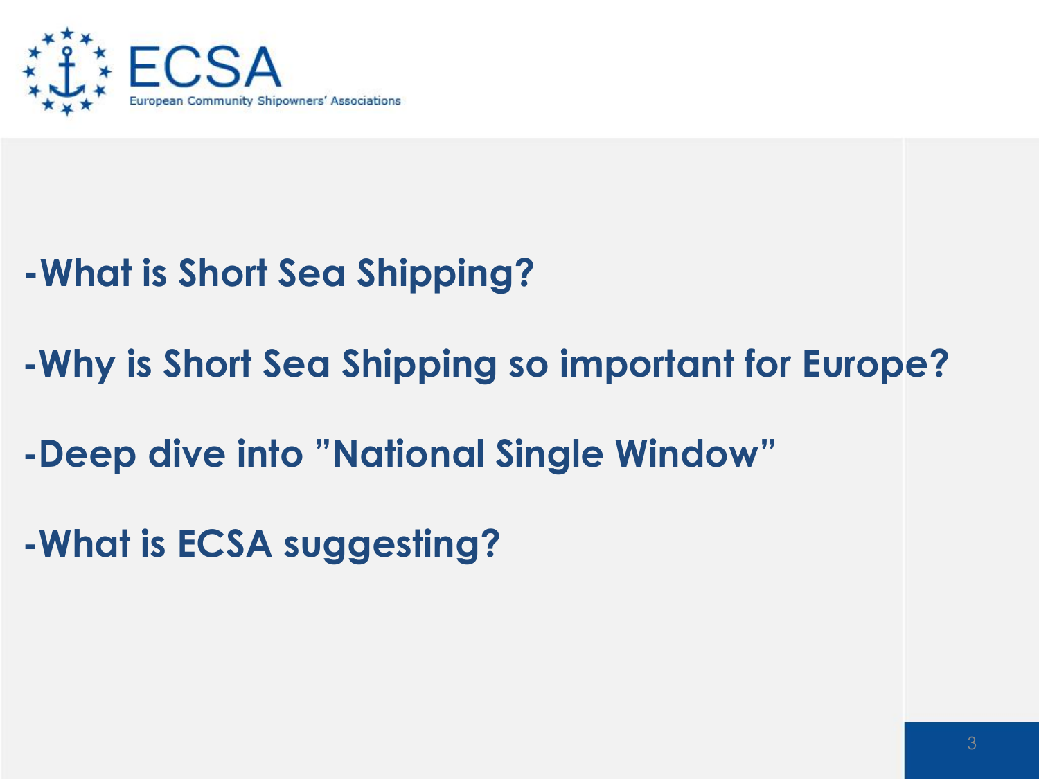- **What is Short Sea Shipping?**

- **Why is Short Sea Shipping so important for Europe?**

- **Deep dive into "National Single Window"**

- **What is ECSA suggesting?**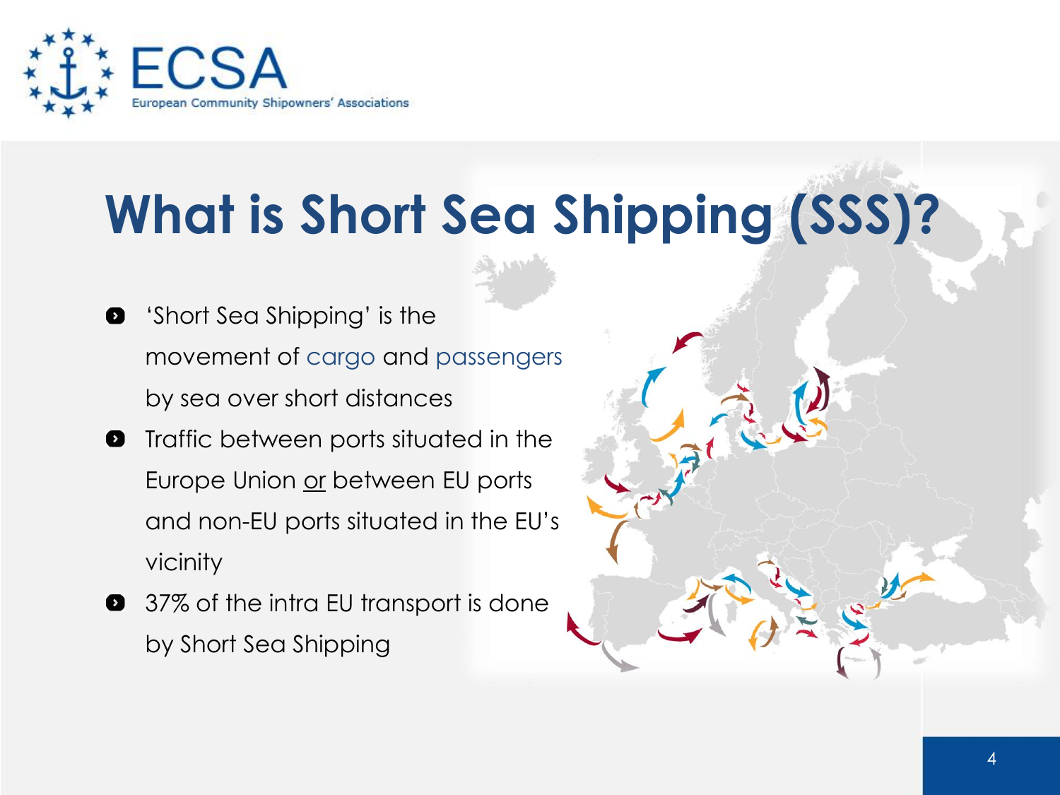# What is Short Sea Shipping (SSS)?

- 'Short Sea Shipping' is the movement of cargo and passengers by sea over short distances
- Traffic between ports situated in the Europe Union or between EU ports and non-EU ports situated in the EU's vicinity
- 37% of the intra EU transport is done by Short Sea Shipping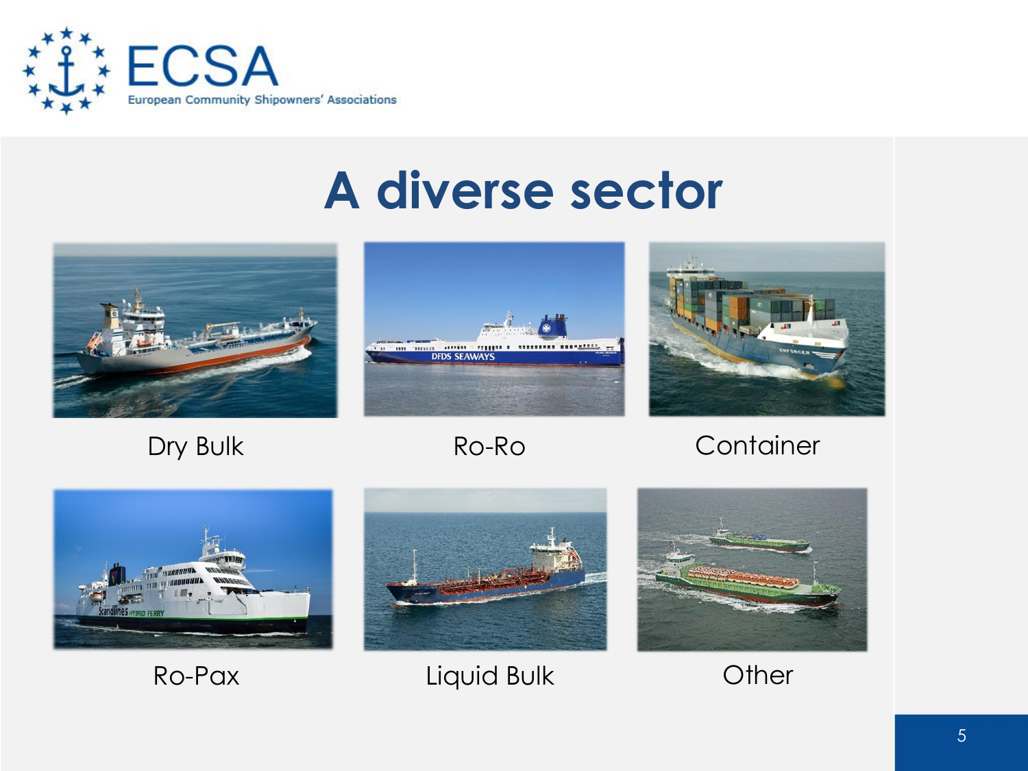# A diverse sector

Dry Bulk

Ro-Ro

Container

Ro-Pax

Liquid Bulk

Other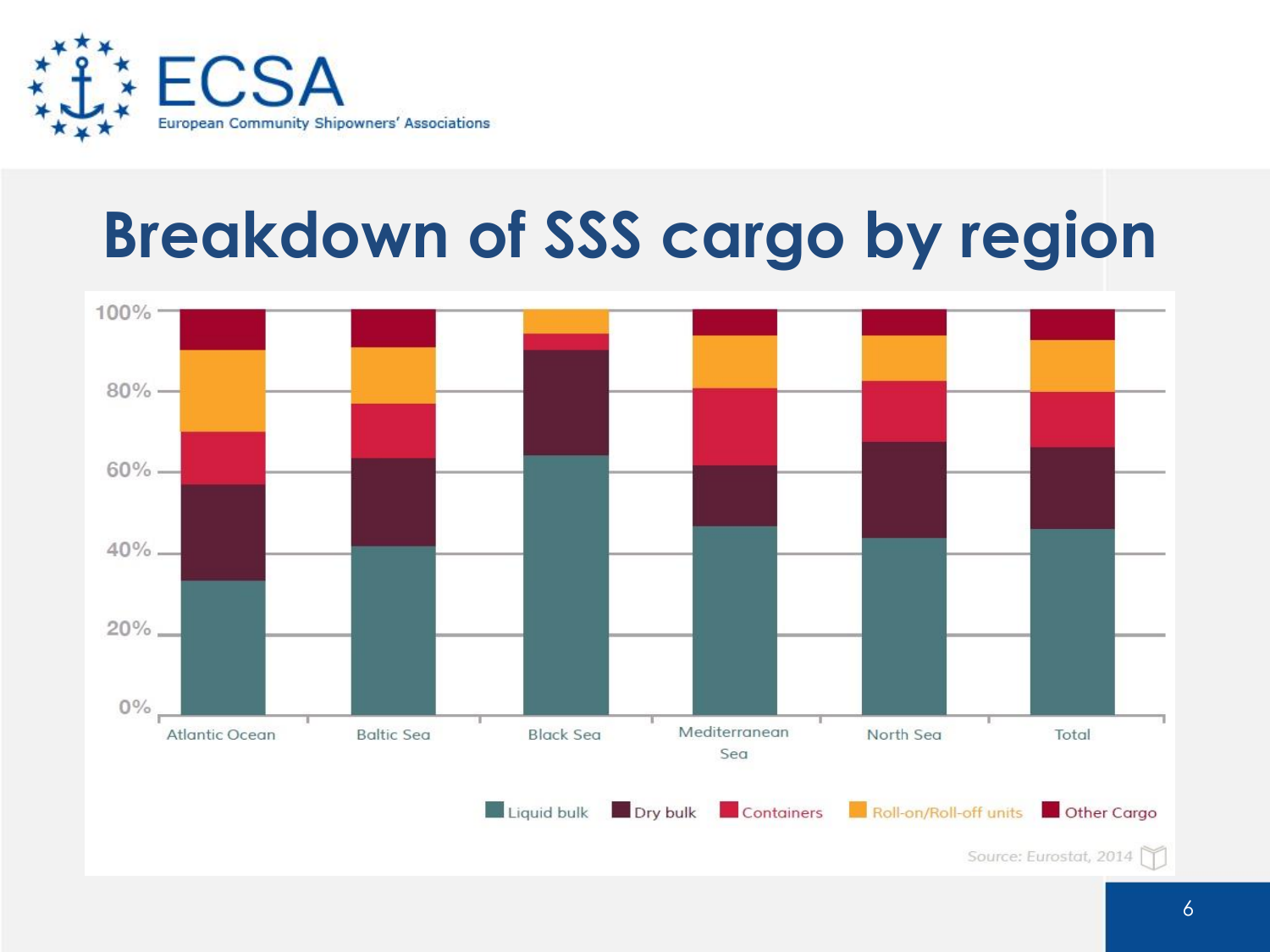# Breakdown of SSS cargo by region

Liquid bulk | Dry bulk | Containers | Roll-on/Roll-off units | Other Cargo

Atlantic Ocean | Baltic Sea | Black Sea | Mediterranean Sea | North Sea | Total

Source: Eurostat, 2014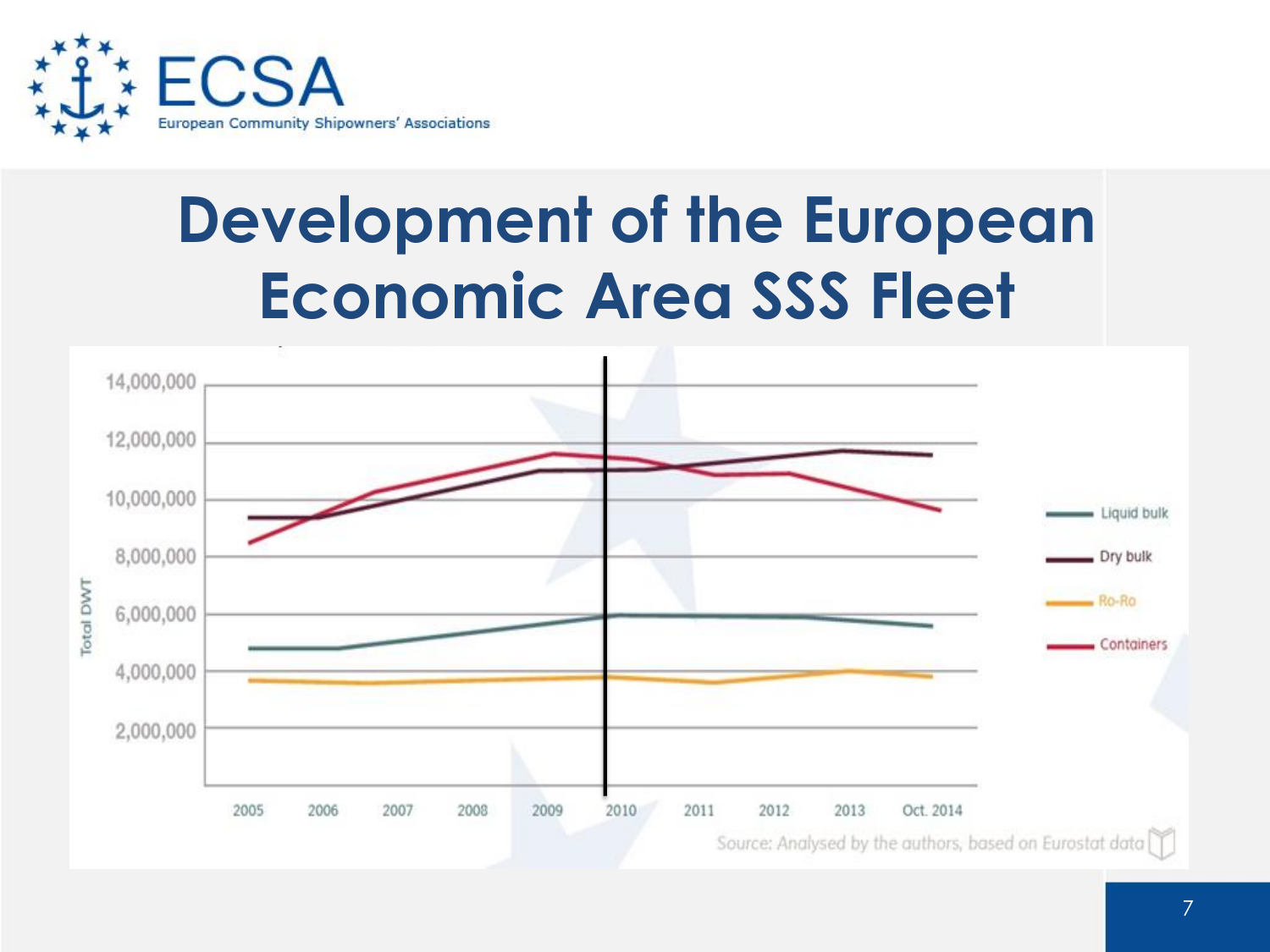# Development of the European Economic Area SSS Fleet

Source: Analysed by the authors, based on Eurostat data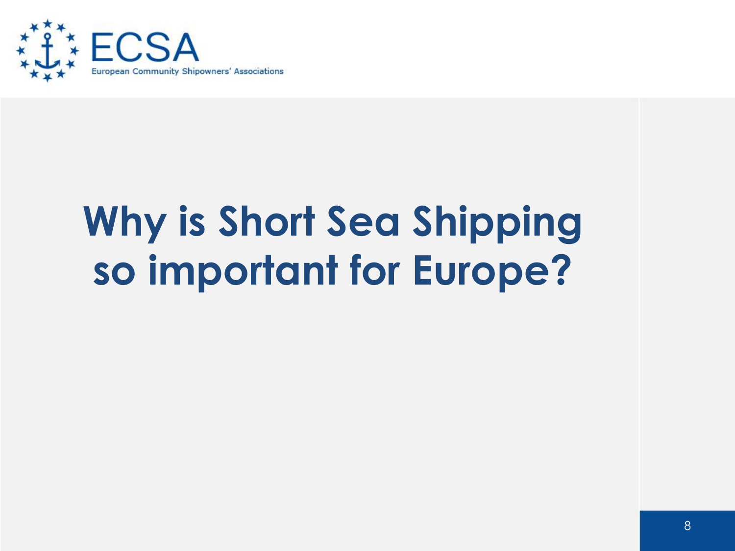# Why is Short Sea Shipping so important for Europe?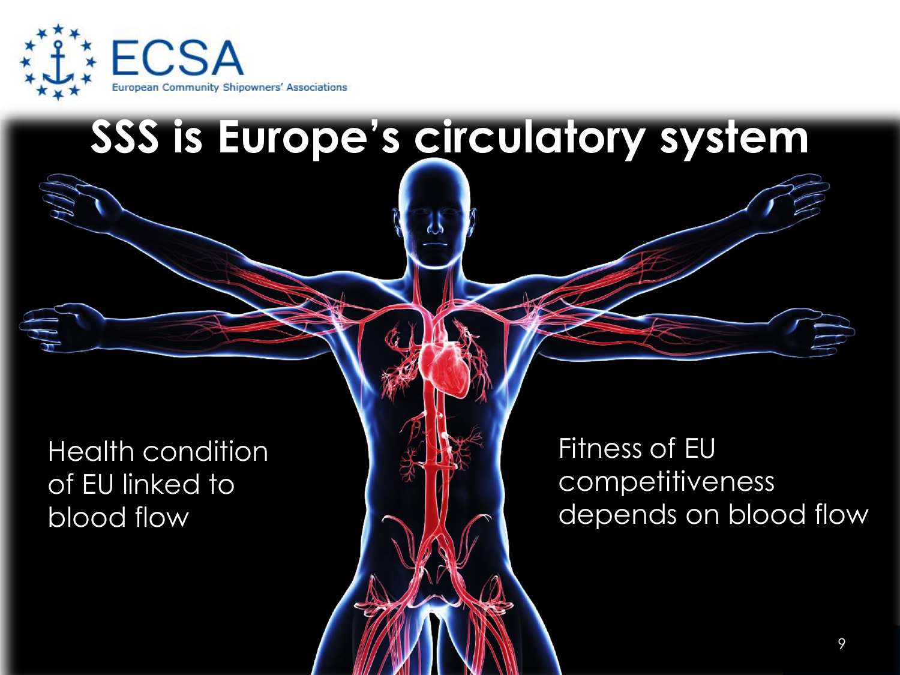# SSS is Europe's circulatory system

Health condition of EU linked to blood flow

Fitness of EU competitiveness depends on blood flow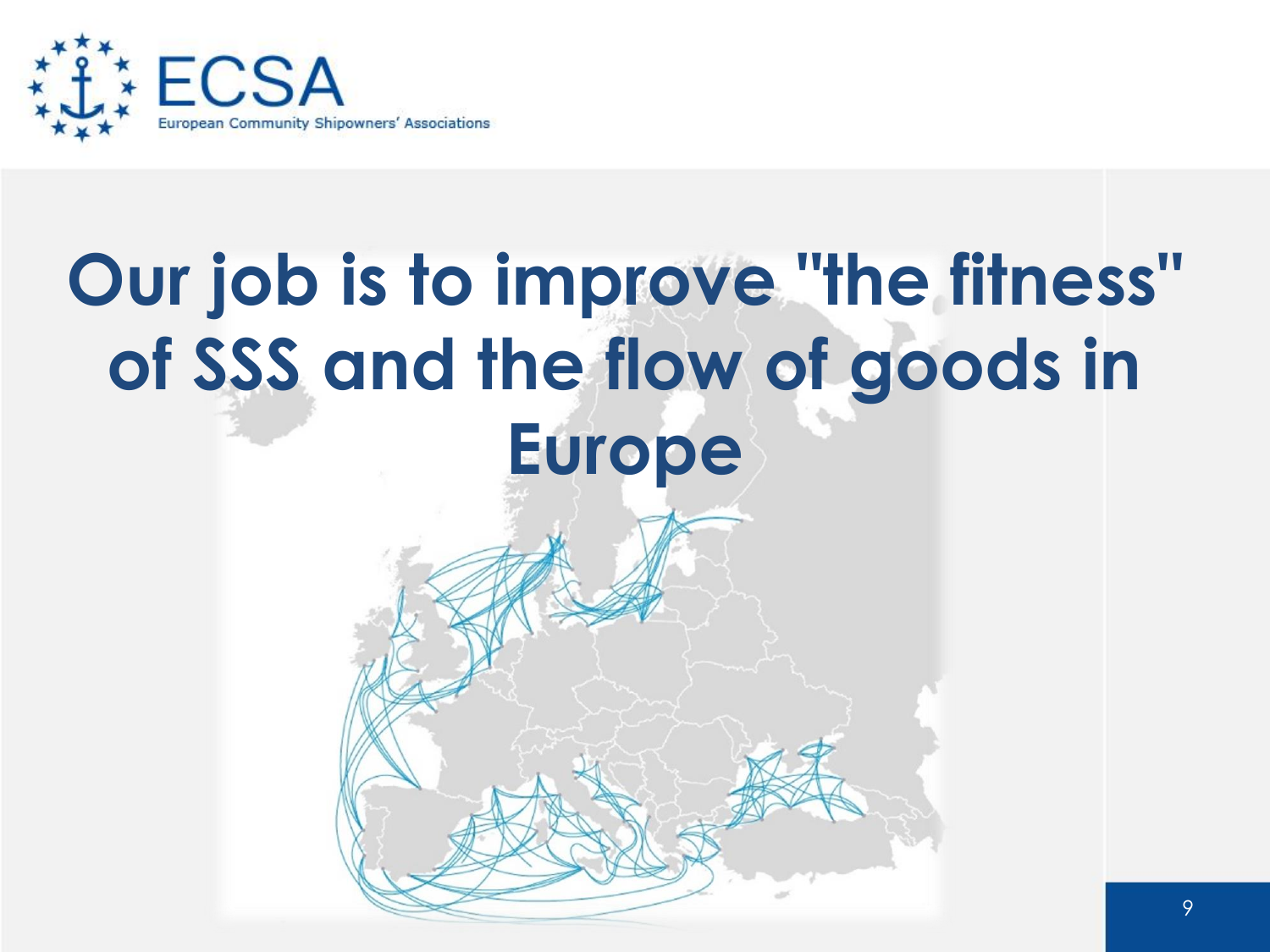# Our job is to improve "the fitness" of SSS and the flow of goods in Europe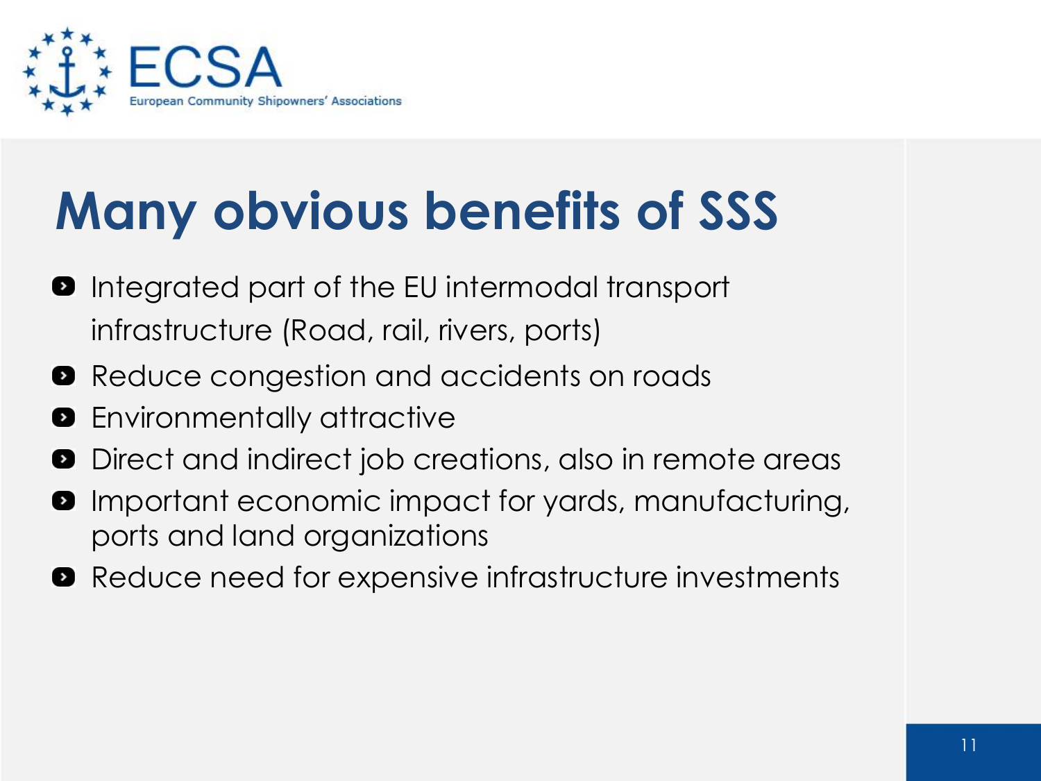# Many obvious benefits of SSS

- Integrated part of the EU intermodal transport infrastructure (Road, rail, rivers, ports)
- Reduce congestion and accidents on roads
- Environmentally attractive
- Direct and indirect job creations, also in remote areas
- Important economic impact for yards, manufacturing, ports and land organizations
- Reduce need for expensive infrastructure investments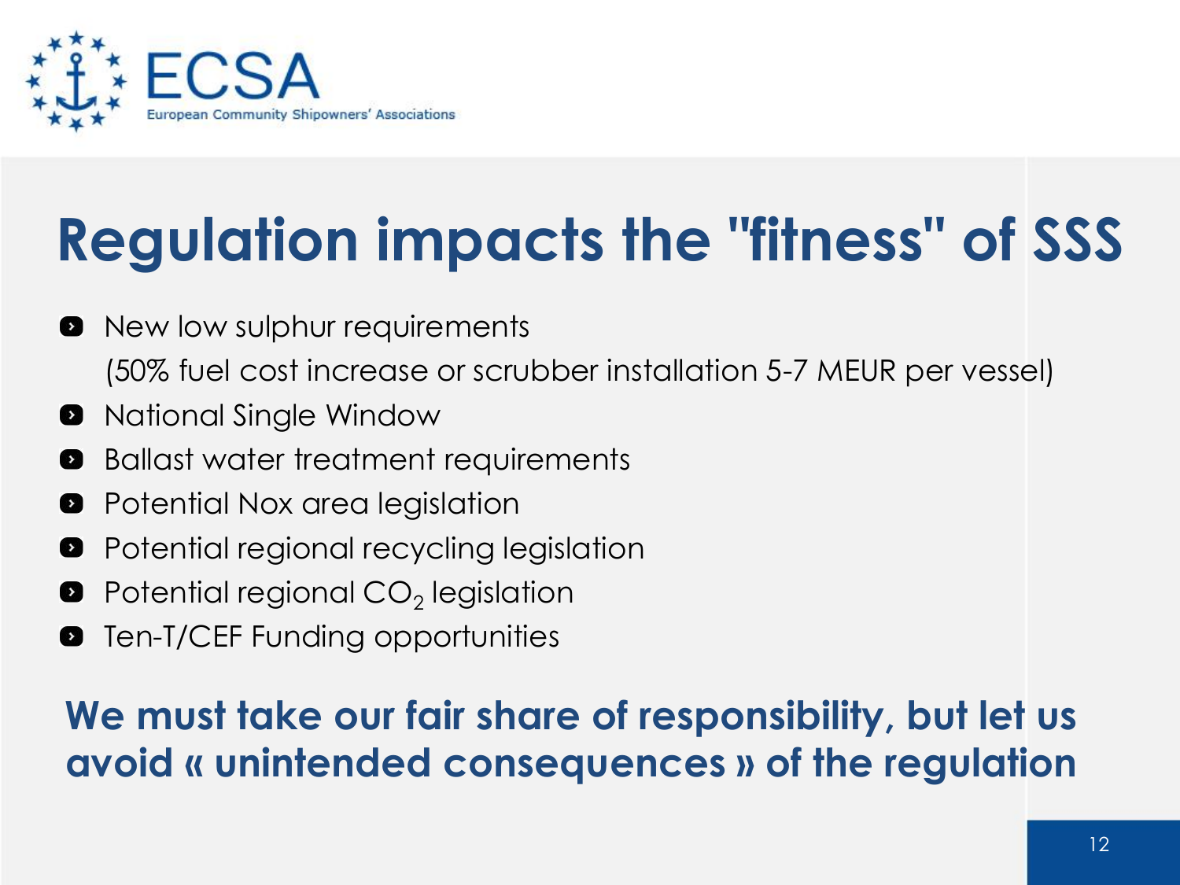ECSA
European Community Shipowners' Associations

# Regulation impacts the "fitness" of SSS

- New low sulphur requirements
  (50% fuel cost increase or scrubber installation 5-7 MEUR per vessel)
- National Single Window
- Ballast water treatment requirements
- Potential Nox area legislation
- Potential regional recycling legislation
- Potential regional $CO_2$ legislation
- Ten-T/CEF Funding opportunities

**We must take our fair share of responsibility, but let us avoid « unintended consequences » of the regulation**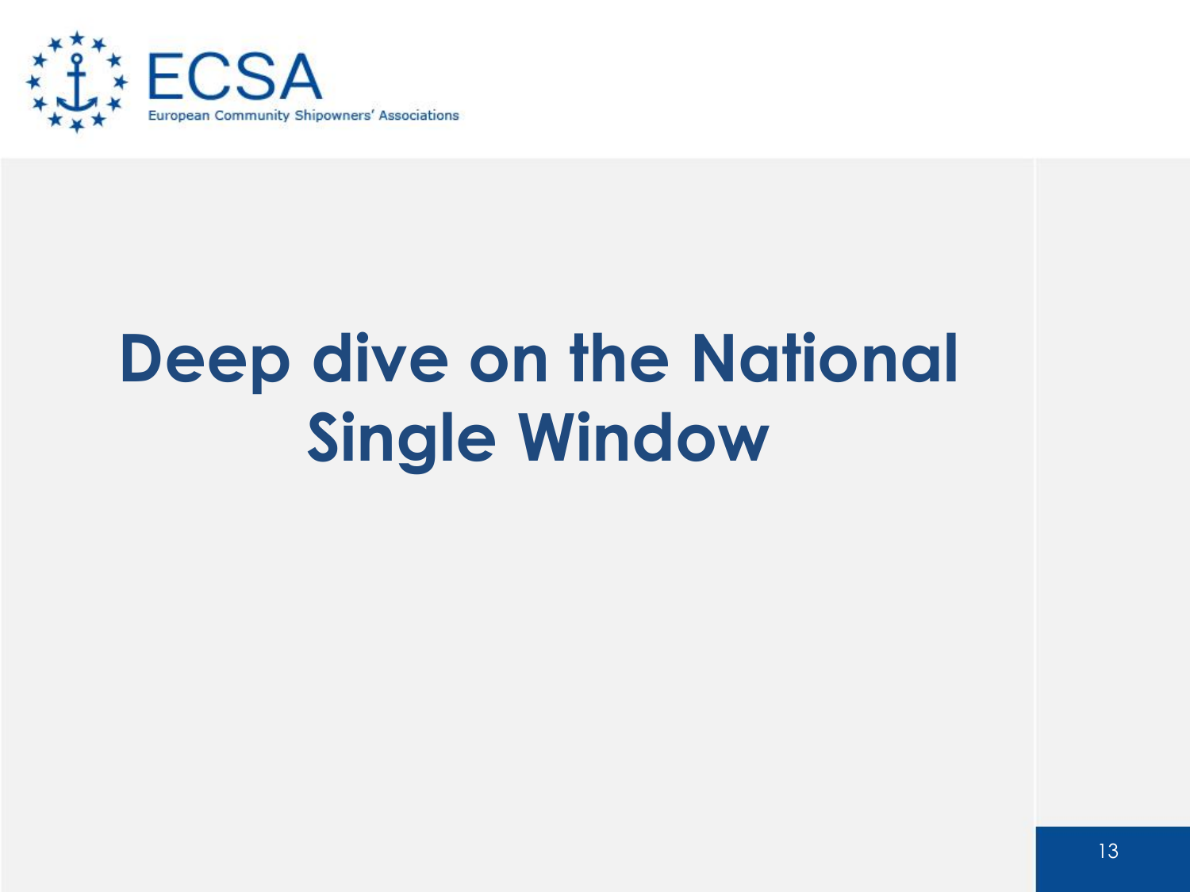# Deep dive on the National Single Window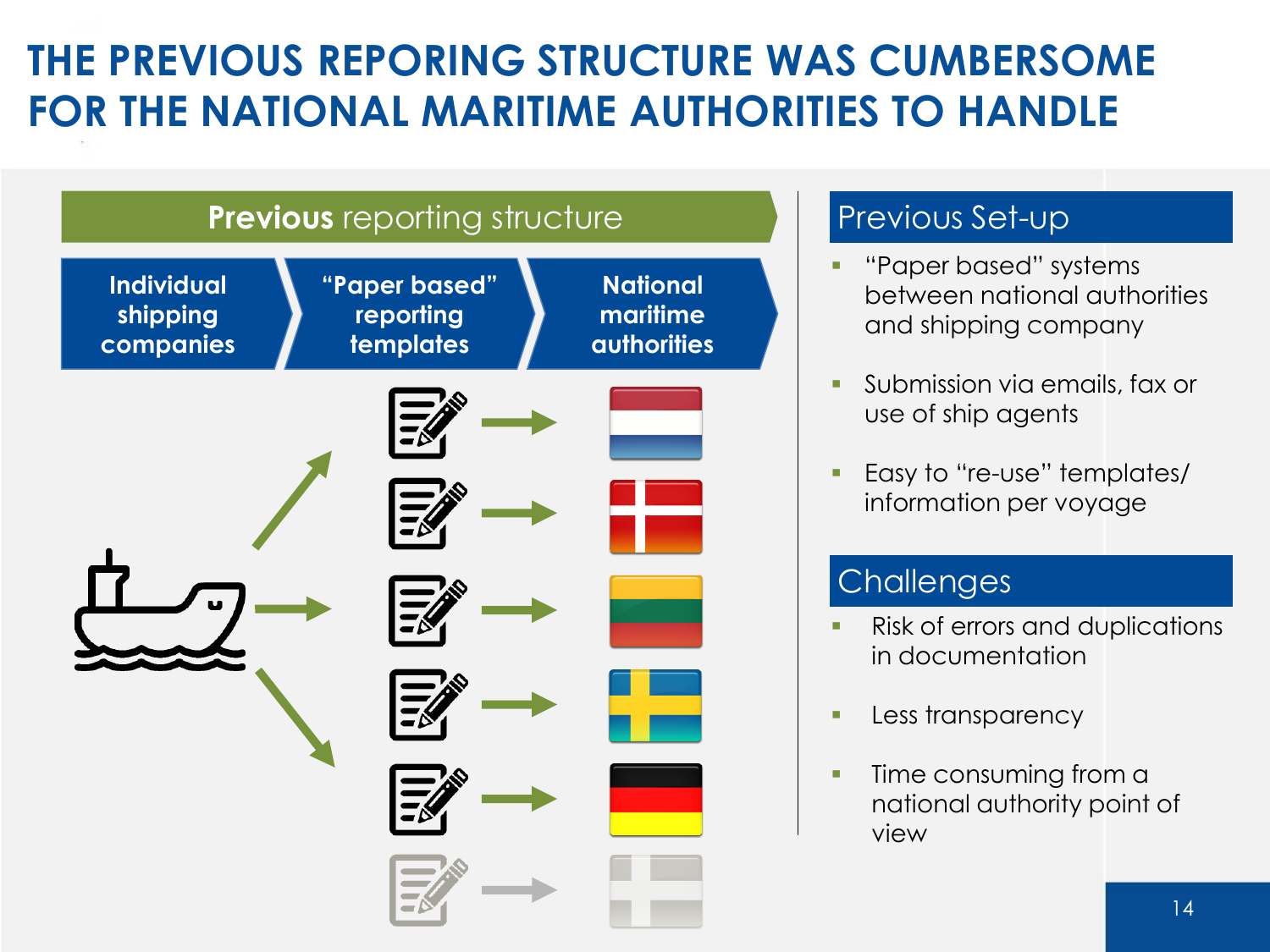# THE PREVIOUS REPORING STRUCTURE WAS CUMBERSOME FOR THE NATIONAL MARITIME AUTHORITIES TO HANDLE

**Previous** reporting structure

| Individual shipping companies | "Paper based" reporting templates | National maritime authorities |
| --- | --- | --- |

## Previous Set-up

- "Paper based" systems between national authorities and shipping company
- Submission via emails, fax or use of ship agents
- Easy to "re-use" templates/ information per voyage

## Challenges

- Risk of errors and duplications in documentation
- Less transparency
- Time consuming from a national authority point of view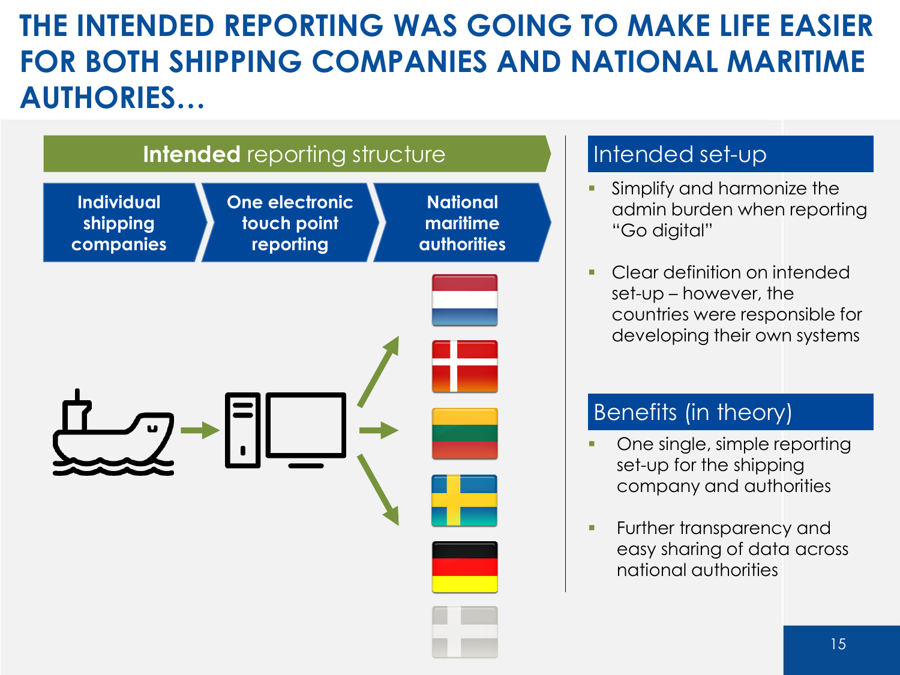# THE INTENDED REPORTING WAS GOING TO MAKE LIFE EASIER FOR BOTH SHIPPING COMPANIES AND NATIONAL MARITIME AUTHORIES…

## **Intended** reporting structure

**Individual shipping companies** → **One electronic touch point reporting** → **National maritime authorities**

## Intended set-up

- Simplify and harmonize the admin burden when reporting "Go digital"
- Clear definition on intended set-up – however, the countries were responsible for developing their own systems

## Benefits (in theory)

- One single, simple reporting set-up for the shipping company and authorities
- Further transparency and easy sharing of data across national authorities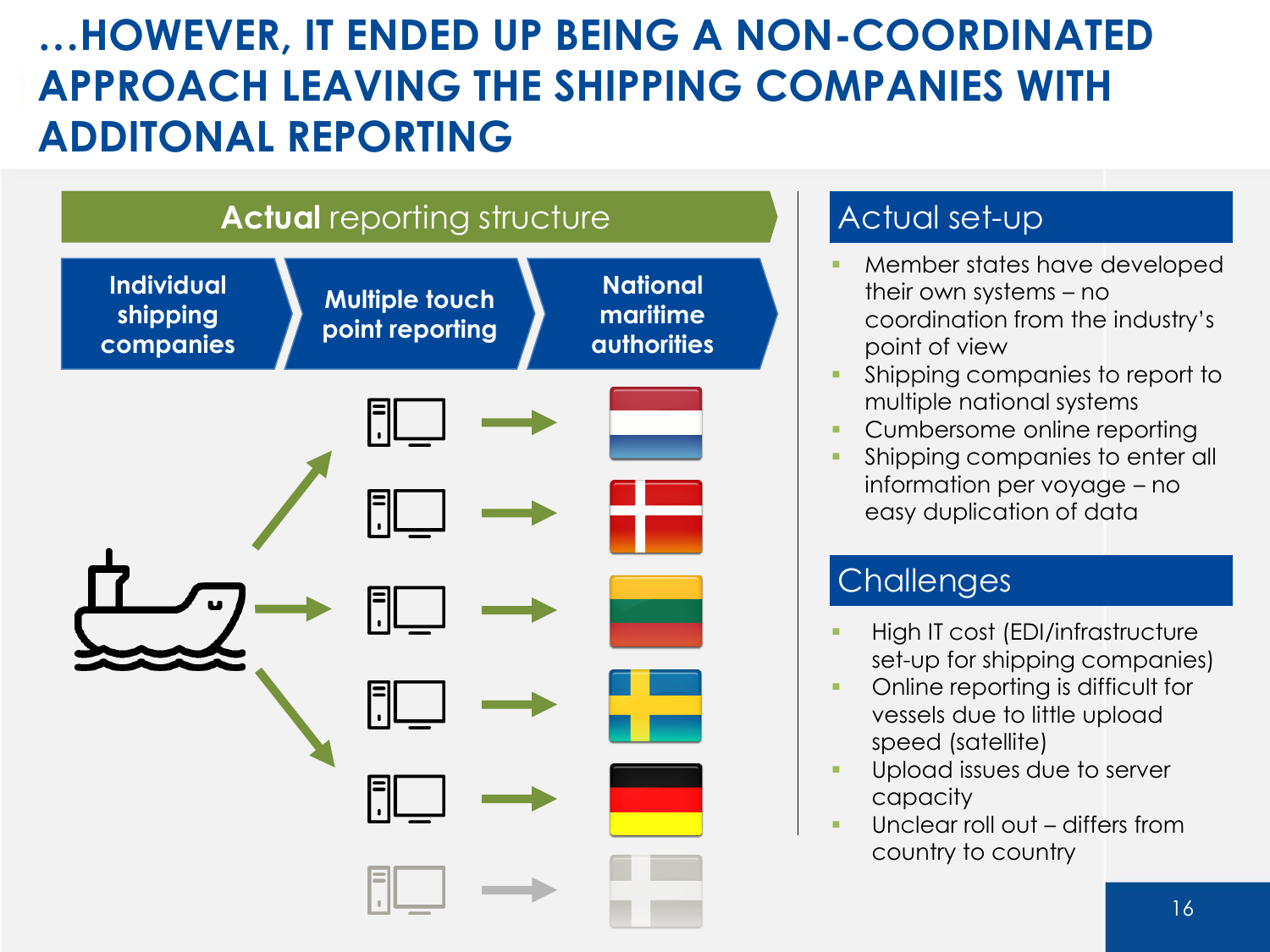# …HOWEVER, IT ENDED UP BEING A NON-COORDINATED APPROACH LEAVING THE SHIPPING COMPANIES WITH ADDITONAL REPORTING

**Actual** reporting structure

**Individual shipping companies** → **Multiple touch point reporting** → **National maritime authorities**

## Actual set-up

- Member states have developed their own systems – no coordination from the industry's point of view
- Shipping companies to report to multiple national systems
- Cumbersome online reporting
- Shipping companies to enter all information per voyage – no easy duplication of data

## Challenges

- High IT cost (EDI/infrastructure set-up for shipping companies)
- Online reporting is difficult for vessels due to little upload speed (satellite)
- Upload issues due to server capacity
- Unclear roll out – differs from country to country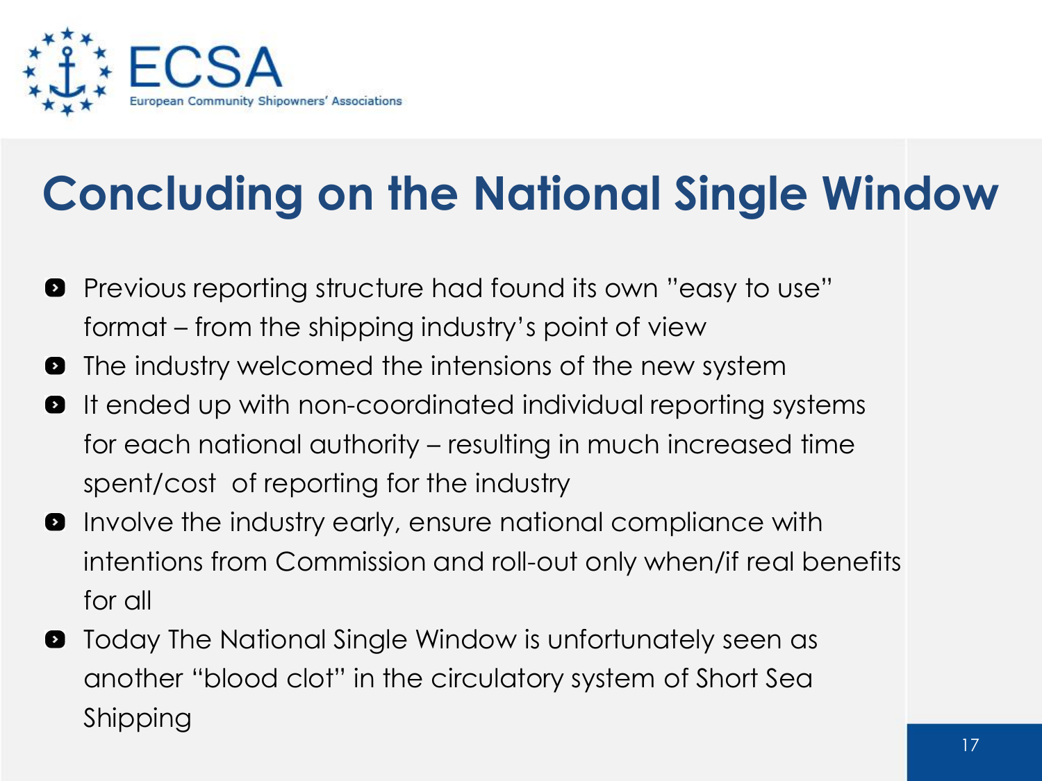# Concluding on the National Single Window

- Previous reporting structure had found its own "easy to use" format – from the shipping industry's point of view
- The industry welcomed the intensions of the new system
- It ended up with non-coordinated individual reporting systems for each national authority – resulting in much increased time spent/cost of reporting for the industry
- Involve the industry early, ensure national compliance with intentions from Commission and roll-out only when/if real benefits for all
- Today The National Single Window is unfortunately seen as another "blood clot" in the circulatory system of Short Sea Shipping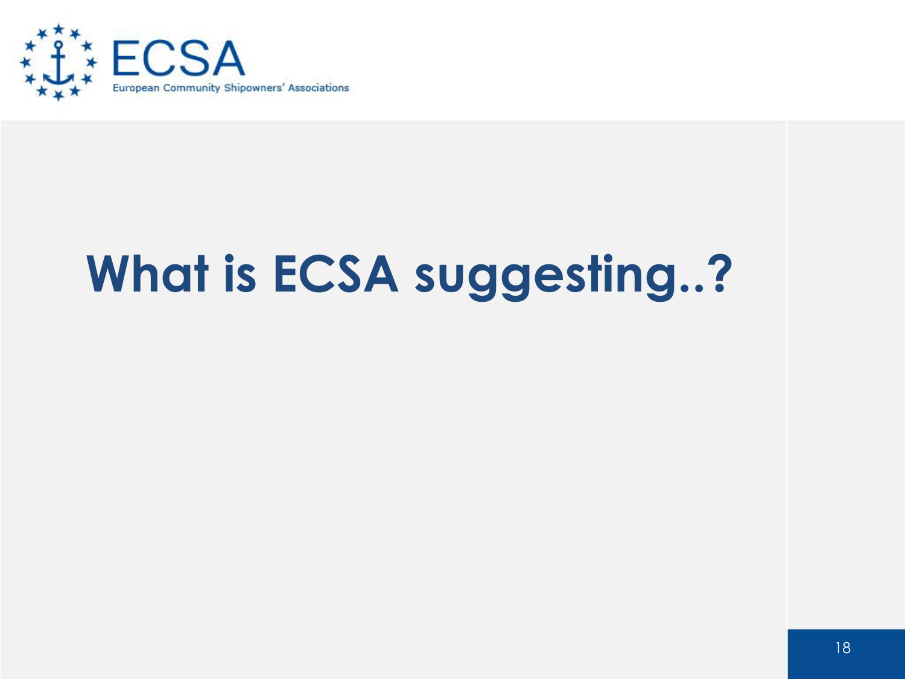# What is ECSA suggesting..?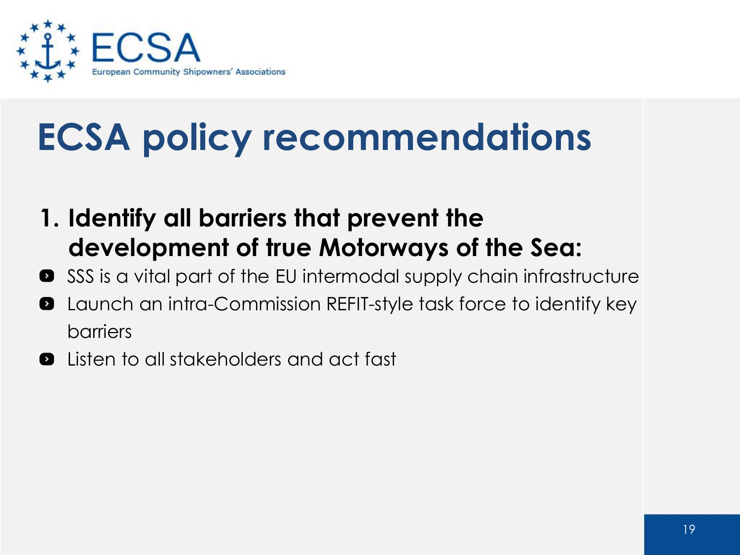# ECSA policy recommendations

1. **Identify all barriers that prevent the development of true Motorways of the Sea:**

- SSS is a vital part of the EU intermodal supply chain infrastructure
- Launch an intra-Commission REFIT-style task force to identify key barriers
- Listen to all stakeholders and act fast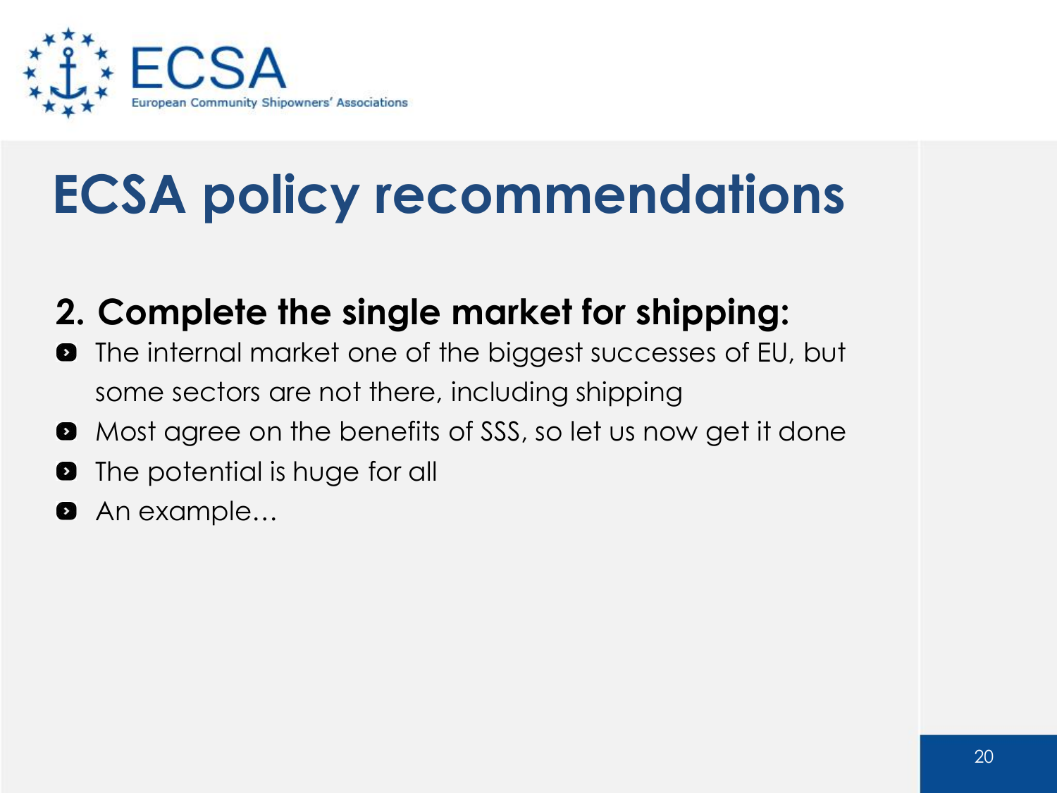# ECSA policy recommendations

## 2. Complete the single market for shipping:

- The internal market one of the biggest successes of EU, but some sectors are not there, including shipping
- Most agree on the benefits of SSS, so let us now get it done
- The potential is huge for all
- An example…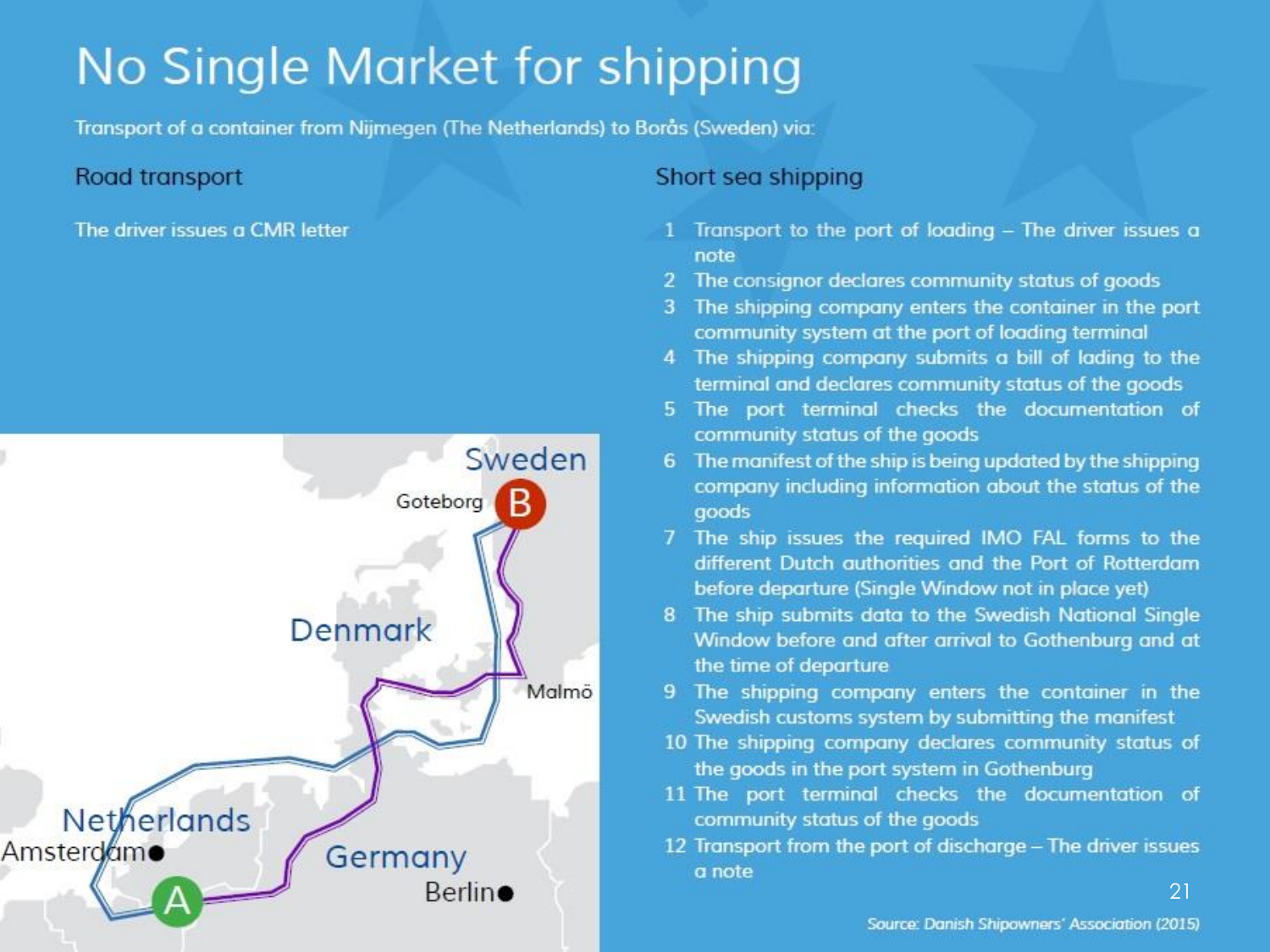# No Single Market for shipping

Transport of a container from Nijmegen (The Netherlands) to Borås (Sweden) via:

## Road transport

The driver issues a CMR letter

## Short sea shipping

1. Transport to the port of loading – The driver issues a note
2. The consignor declares community status of goods
3. The shipping company enters the container in the port community system at the port of loading terminal
4. The shipping company submits a bill of lading to the terminal and declares community status of the goods
5. The port terminal checks the documentation of community status of the goods
6. The manifest of the ship is being updated by the shipping company including information about the status of the goods
7. The ship issues the required IMO FAL forms to the different Dutch authorities and the Port of Rotterdam before departure (Single Window not in place yet)
8. The ship submits data to the Swedish National Single Window before and after arrival to Gothenburg and at the time of departure
9. The shipping company enters the container in the Swedish customs system by submitting the manifest
10. The shipping company declares community status of the goods in the port system in Gothenburg
11. The port terminal checks the documentation of community status of the goods
12. Transport from the port of discharge – The driver issues a note

Source: Danish Shipowners' Association (2015)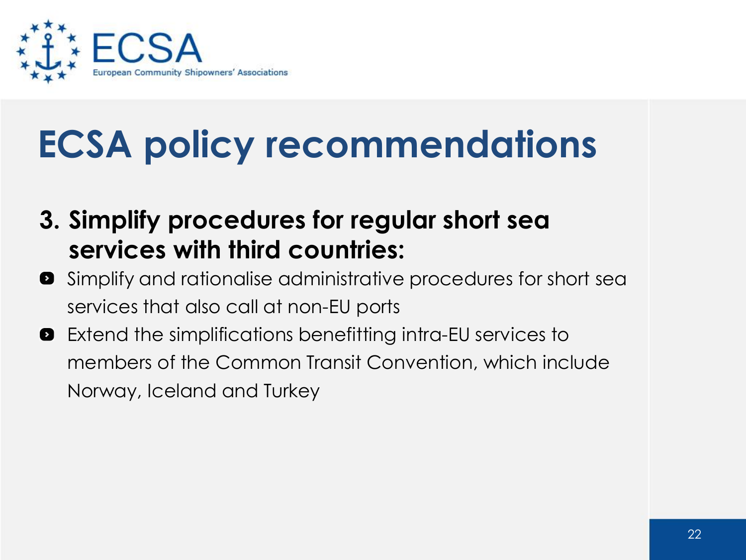# ECSA policy recommendations

## 3. Simplify procedures for regular short sea services with third countries:

- Simplify and rationalise administrative procedures for short sea services that also call at non-EU ports
- Extend the simplifications benefitting intra-EU services to members of the Common Transit Convention, which include Norway, Iceland and Turkey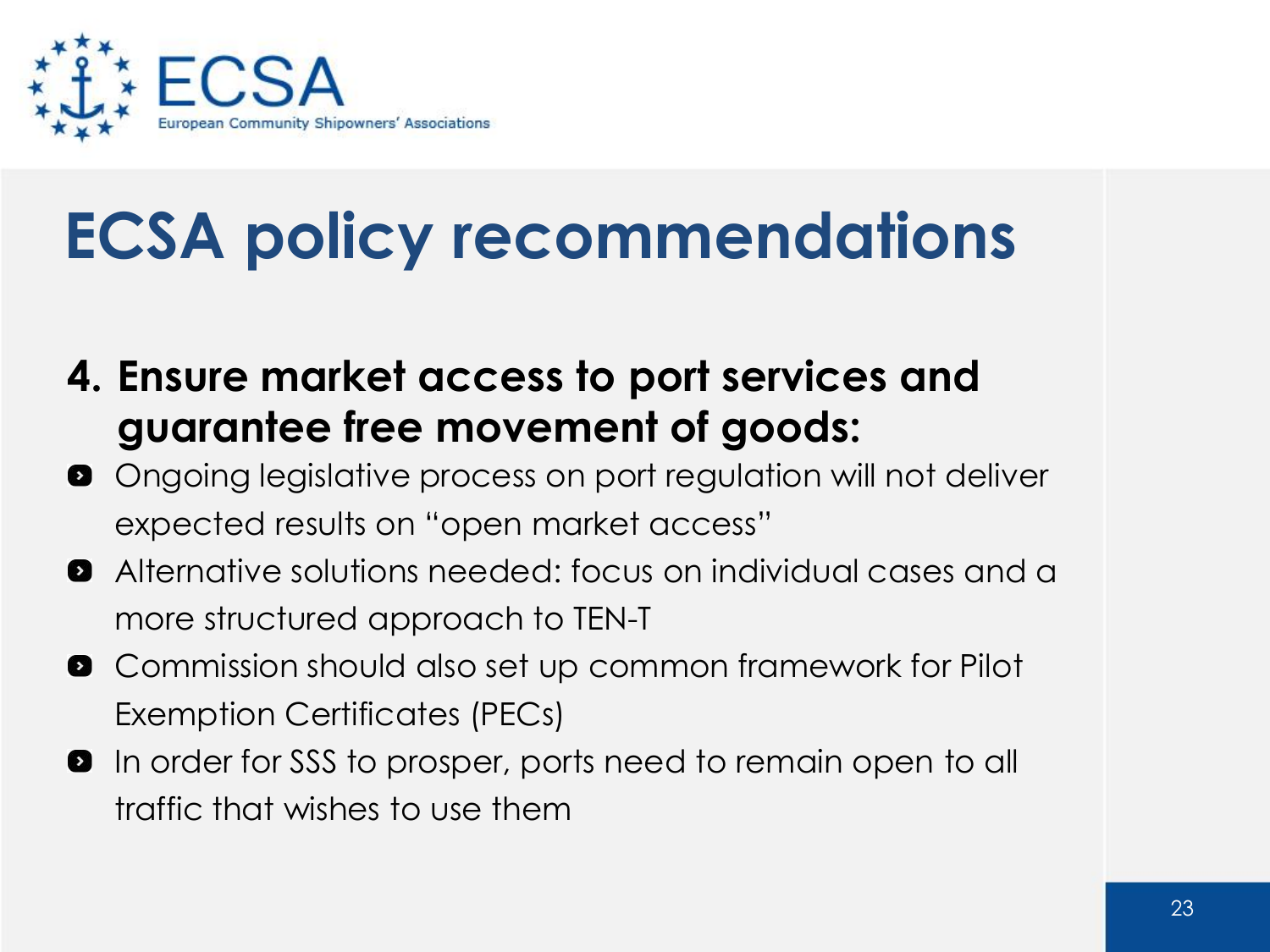# ECSA policy recommendations

## 4. Ensure market access to port services and guarantee free movement of goods:

- Ongoing legislative process on port regulation will not deliver expected results on "open market access"
- Alternative solutions needed: focus on individual cases and a more structured approach to TEN-T
- Commission should also set up common framework for Pilot Exemption Certificates (PECs)
- In order for SSS to prosper, ports need to remain open to all traffic that wishes to use them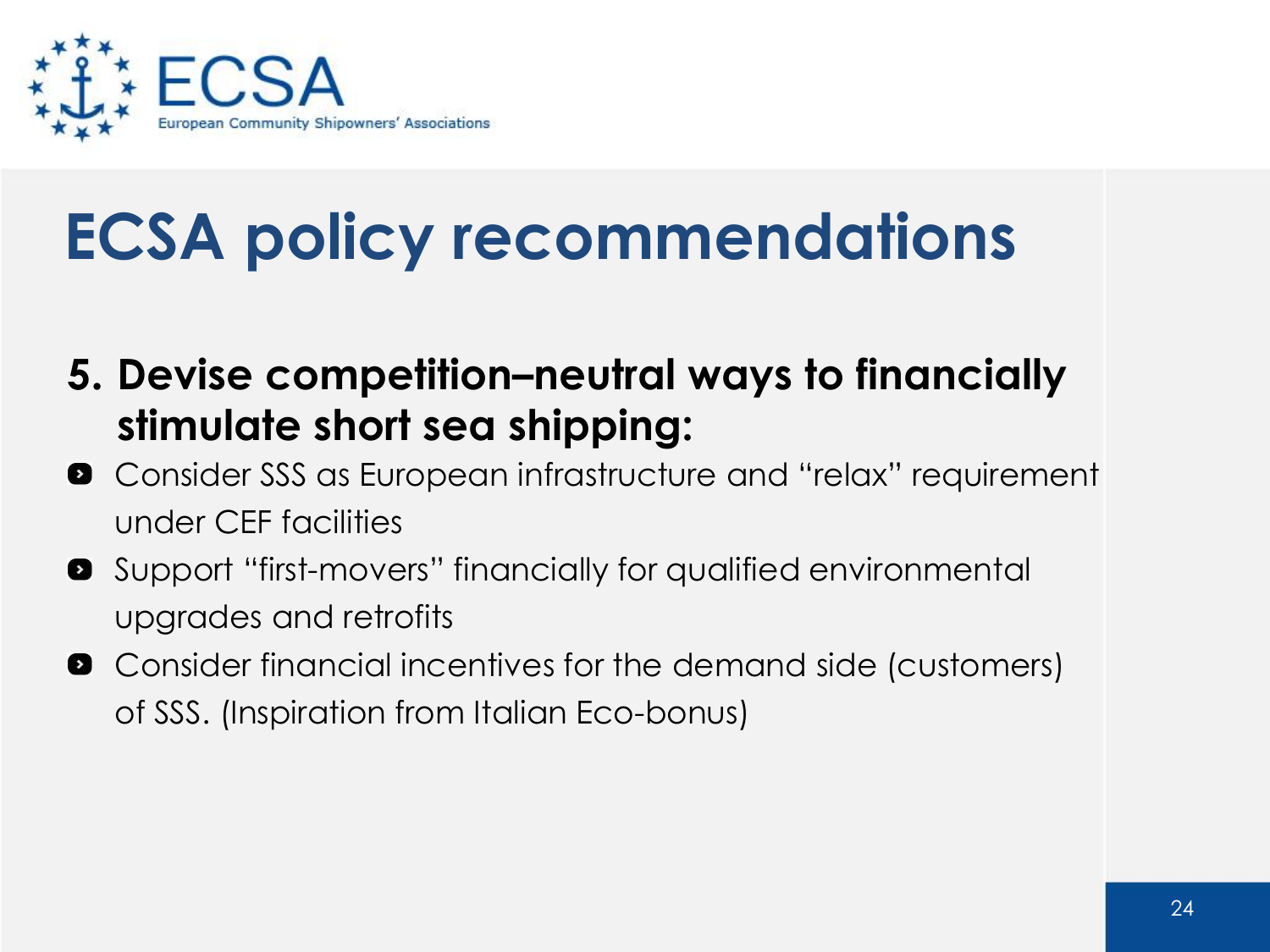# ECSA policy recommendations

**5. Devise competition–neutral ways to financially stimulate short sea shipping:**

- Consider SSS as European infrastructure and "relax" requirement under CEF facilities
- Support "first-movers" financially for qualified environmental upgrades and retrofits
- Consider financial incentives for the demand side (customers) of SSS. (Inspiration from Italian Eco-bonus)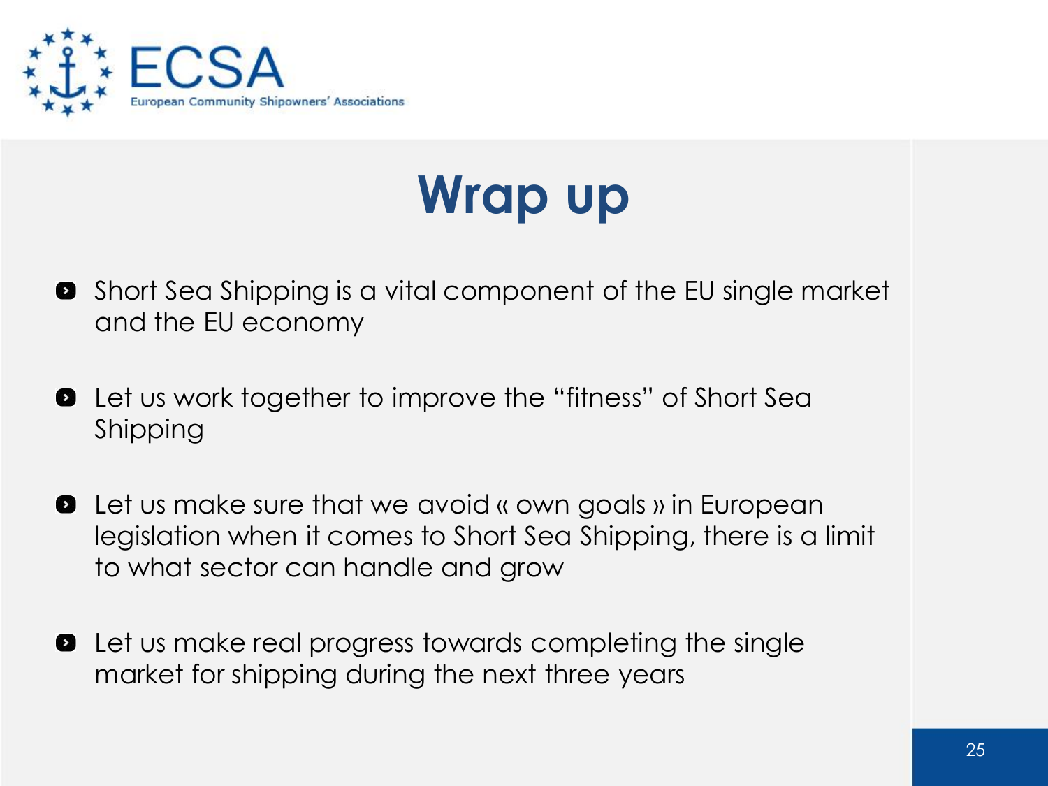ECSA

European Community Shipowners' Associations

# Wrap up

- Short Sea Shipping is a vital component of the EU single market and the EU economy
- Let us work together to improve the "fitness" of Short Sea Shipping
- Let us make sure that we avoid « own goals » in European legislation when it comes to Short Sea Shipping, there is a limit to what sector can handle and grow
- Let us make real progress towards completing the single market for shipping during the next three years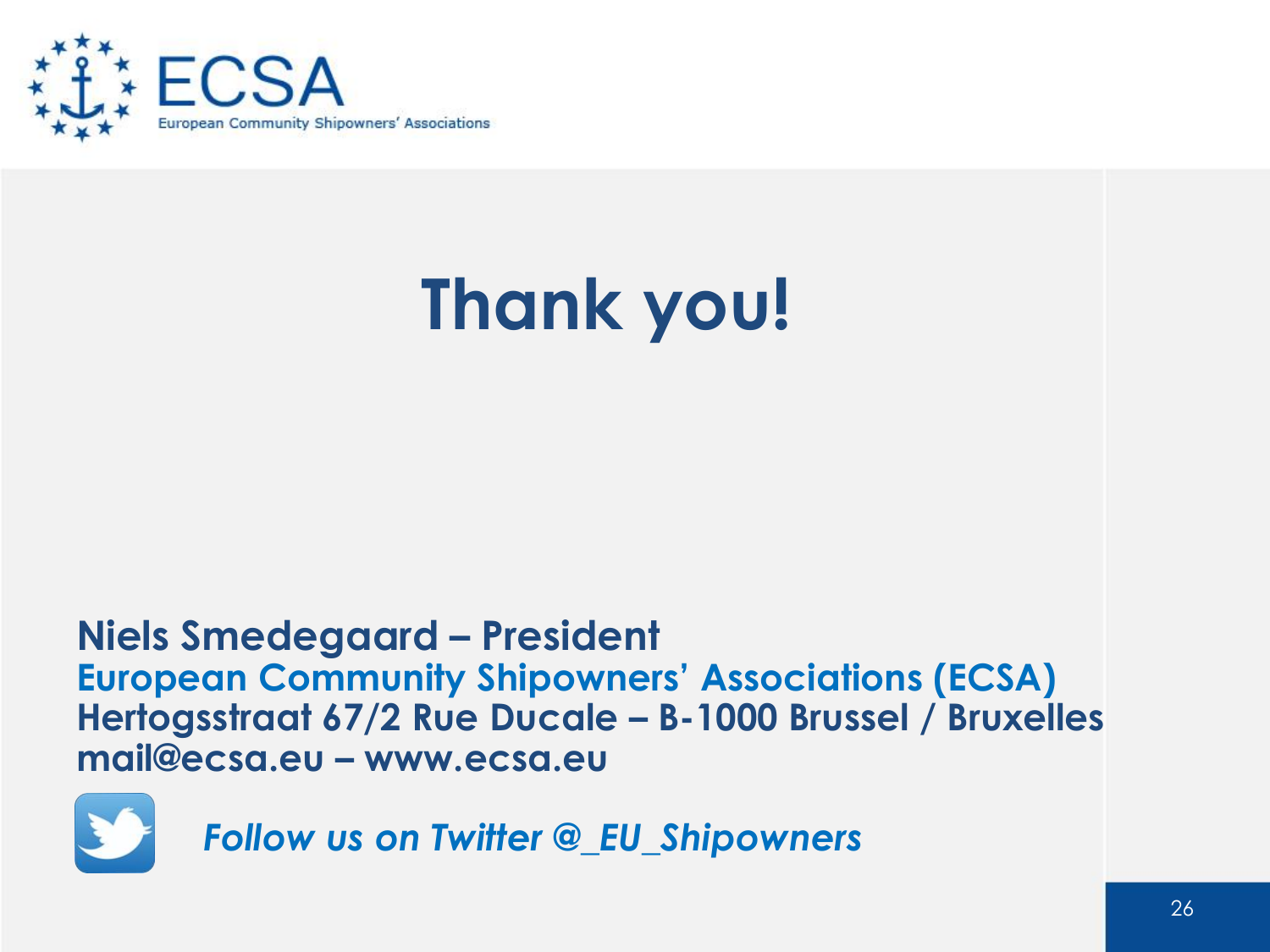# Thank you!

**Niels Smedegaard – President**
**European Community Shipowners' Associations (ECSA)**
**Hertogsstraat 67/2 Rue Ducale – B-1000 Brussel / Bruxelles**
**mail@ecsa.eu – www.ecsa.eu**

***Follow us on Twitter @_EU_Shipowners***